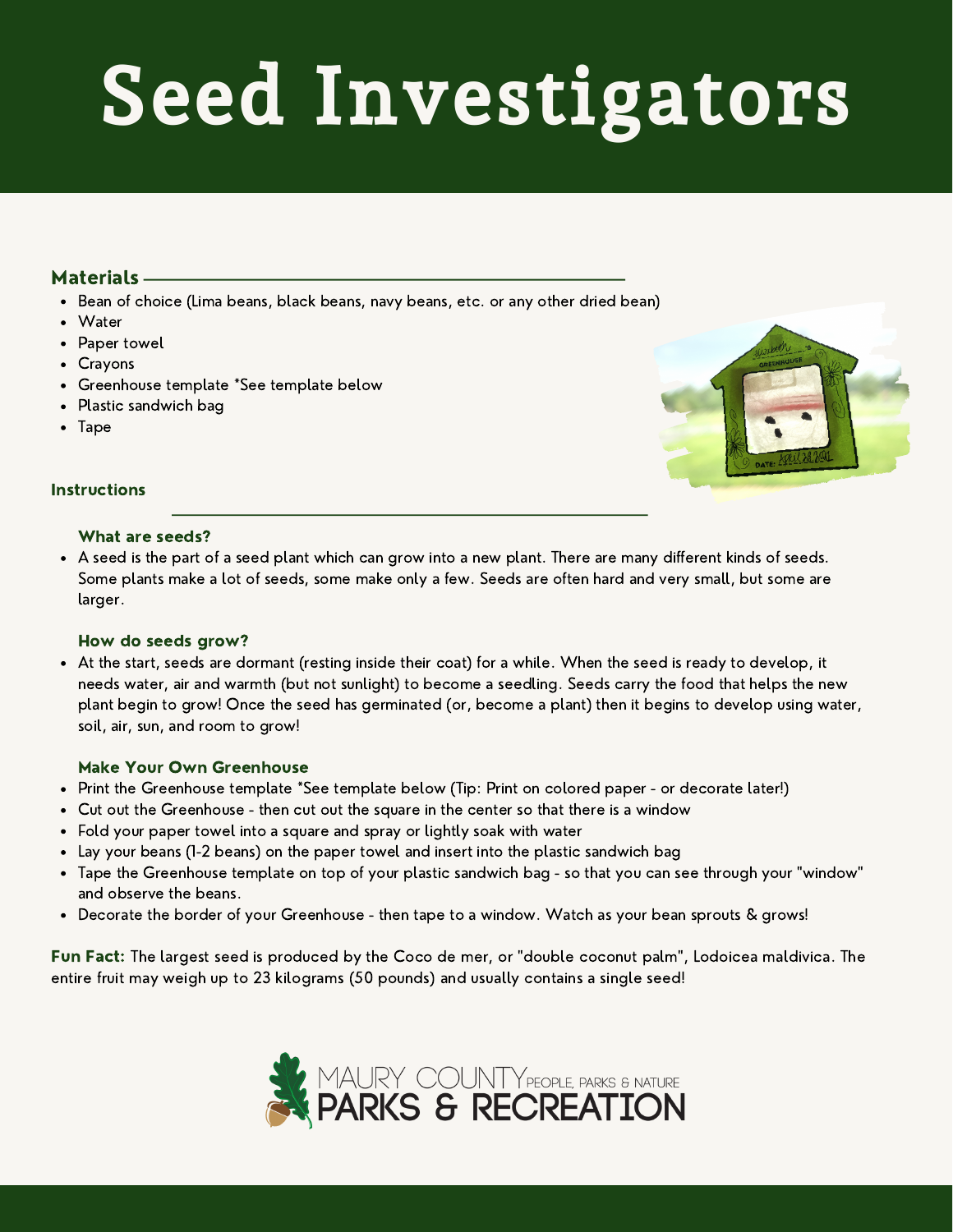# Seed Investigators

## Materials

- Bean of choice (Lima beans, black beans, navy beans, etc. or any other dried bean)
- Water
- Paper towel
- Crayons
- Greenhouse template *See template below
- Plastic sandwich bag
- Tape

## Instructions

### What are seeds?

- A seed is the part of a seed plant which can grow into a new plant. There are many different kinds of seeds. Some plants make a lot of seeds, some make only a few. Seeds are often hard and very small, but some are larger.

### How do seeds grow?

- At the start, seeds are dormant (resting inside their coat) for a while. When the seed is ready to develop, it needs water, air and warmth (but not sunlight) to become a seedling. Seeds carry the food that helps the new plant begin to grow! Once the seed has germinated (or, become a plant) then it begins to develop using water, soil, air, sun, and room to grow!

### Make Your Own Greenhouse

- Print the Greenhouse template *See template below (Tip: Print on colored paper - or decorate later!)
- Cut out the Greenhouse - then cut out the square in the center so that there is a window
- Fold your paper towel into a square and spray or lightly soak with water
- Lay your beans (1-2 beans) on the paper towel and insert into the plastic sandwich bag
- Tape the Greenhouse template on top of your plastic sandwich bag - so that you can see through your "window" and observe the beans.
- Decorate the border of your Greenhouse - then tape to a window. Watch as your bean sprouts & grows!

**Fun Fact:** The largest seed is produced by the Coco de mer, or "double coconut palm", Lodoicea maldivica. The entire fruit may weigh up to 23 kilograms (50 pounds) and usually contains a single seed!

MAURY COUNTY PEOPLE, PARKS & NATURE
PARKS & RECREATION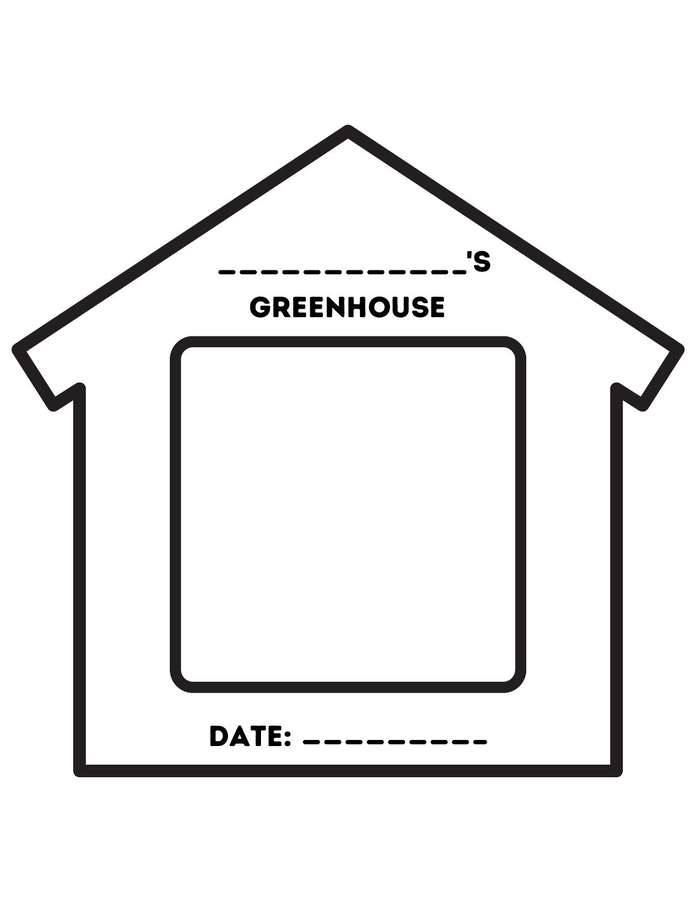____________'S

GREENHOUSE

DATE: _________